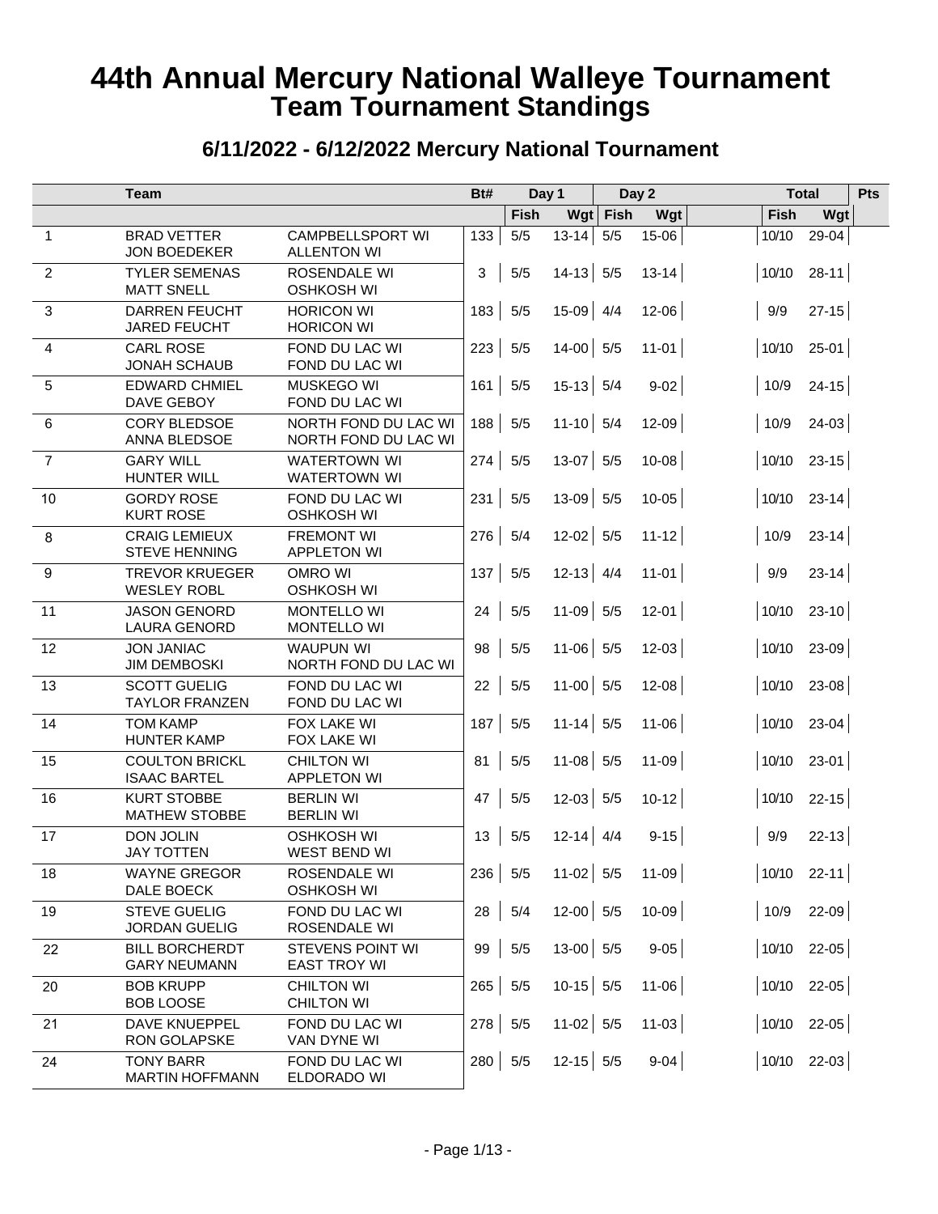# 44th Annual Mercury National Walleye Tournament
## Team Tournament Standings

### 6/11/2022 - 6/12/2022 Mercury National Tournament

| | Team | | Bt# | Day 1 | | Day 2 | | | Total | | Pts |
|---|---|---|---|---|---|---|---|---|---|---|---|
| | | | | Fish | Wgt | Fish | Wgt | | Fish | Wgt | |
| 1 | BRAD VETTER<br>JON BOEDEKER | CAMPBELLSPORT WI<br>ALLENTON WI | 133 | 5/5 | 13-14 | 5/5 | 15-06 | | 10/10 | 29-04 | |
| 2 | TYLER SEMENAS<br>MATT SNELL | ROSENDALE WI<br>OSHKOSH WI | 3 | 5/5 | 14-13 | 5/5 | 13-14 | | 10/10 | 28-11 | |
| 3 | DARREN FEUCHT<br>JARED FEUCHT | HORICON WI<br>HORICON WI | 183 | 5/5 | 15-09 | 4/4 | 12-06 | | 9/9 | 27-15 | |
| 4 | CARL ROSE<br>JONAH SCHAUB | FOND DU LAC WI<br>FOND DU LAC WI | 223 | 5/5 | 14-00 | 5/5 | 11-01 | | 10/10 | 25-01 | |
| 5 | EDWARD CHMIEL<br>DAVE GEBOY | MUSKEGO WI<br>FOND DU LAC WI | 161 | 5/5 | 15-13 | 5/4 | 9-02 | | 10/9 | 24-15 | |
| 6 | CORY BLEDSOE<br>ANNA BLEDSOE | NORTH FOND DU LAC WI<br>NORTH FOND DU LAC WI | 188 | 5/5 | 11-10 | 5/4 | 12-09 | | 10/9 | 24-03 | |
| 7 | GARY WILL<br>HUNTER WILL | WATERTOWN WI<br>WATERTOWN WI | 274 | 5/5 | 13-07 | 5/5 | 10-08 | | 10/10 | 23-15 | |
| 10 | GORDY ROSE<br>KURT ROSE | FOND DU LAC WI<br>OSHKOSH WI | 231 | 5/5 | 13-09 | 5/5 | 10-05 | | 10/10 | 23-14 | |
| 8 | CRAIG LEMIEUX<br>STEVE HENNING | FREMONT WI<br>APPLETON WI | 276 | 5/4 | 12-02 | 5/5 | 11-12 | | 10/9 | 23-14 | |
| 9 | TREVOR KRUEGER<br>WESLEY ROBL | OMRO WI<br>OSHKOSH WI | 137 | 5/5 | 12-13 | 4/4 | 11-01 | | 9/9 | 23-14 | |
| 11 | JASON GENORD<br>LAURA GENORD | MONTELLO WI<br>MONTELLO WI | 24 | 5/5 | 11-09 | 5/5 | 12-01 | | 10/10 | 23-10 | |
| 12 | JON JANIAC<br>JIM DEMBOSKI | WAUPUN WI<br>NORTH FOND DU LAC WI | 98 | 5/5 | 11-06 | 5/5 | 12-03 | | 10/10 | 23-09 | |
| 13 | SCOTT GUELIG<br>TAYLOR FRANZEN | FOND DU LAC WI<br>FOND DU LAC WI | 22 | 5/5 | 11-00 | 5/5 | 12-08 | | 10/10 | 23-08 | |
| 14 | TOM KAMP<br>HUNTER KAMP | FOX LAKE WI<br>FOX LAKE WI | 187 | 5/5 | 11-14 | 5/5 | 11-06 | | 10/10 | 23-04 | |
| 15 | COULTON BRICKL<br>ISAAC BARTEL | CHILTON WI<br>APPLETON WI | 81 | 5/5 | 11-08 | 5/5 | 11-09 | | 10/10 | 23-01 | |
| 16 | KURT STOBBE<br>MATHEW STOBBE | BERLIN WI<br>BERLIN WI | 47 | 5/5 | 12-03 | 5/5 | 10-12 | | 10/10 | 22-15 | |
| 17 | DON JOLIN<br>JAY TOTTEN | OSHKOSH WI<br>WEST BEND WI | 13 | 5/5 | 12-14 | 4/4 | 9-15 | | 9/9 | 22-13 | |
| 18 | WAYNE GREGOR<br>DALE BOECK | ROSENDALE WI<br>OSHKOSH WI | 236 | 5/5 | 11-02 | 5/5 | 11-09 | | 10/10 | 22-11 | |
| 19 | STEVE GUELIG<br>JORDAN GUELIG | FOND DU LAC WI<br>ROSENDALE WI | 28 | 5/4 | 12-00 | 5/5 | 10-09 | | 10/9 | 22-09 | |
| 22 | BILL BORCHERDT<br>GARY NEUMANN | STEVENS POINT WI<br>EAST TROY WI | 99 | 5/5 | 13-00 | 5/5 | 9-05 | | 10/10 | 22-05 | |
| 20 | BOB KRUPP<br>BOB LOOSE | CHILTON WI<br>CHILTON WI | 265 | 5/5 | 10-15 | 5/5 | 11-06 | | 10/10 | 22-05 | |
| 21 | DAVE KNUEPPEL<br>RON GOLAPSKE | FOND DU LAC WI<br>VAN DYNE WI | 278 | 5/5 | 11-02 | 5/5 | 11-03 | | 10/10 | 22-05 | |
| 24 | TONY BARR<br>MARTIN HOFFMANN | FOND DU LAC WI<br>ELDORADO WI | 280 | 5/5 | 12-15 | 5/5 | 9-04 | | 10/10 | 22-03 | |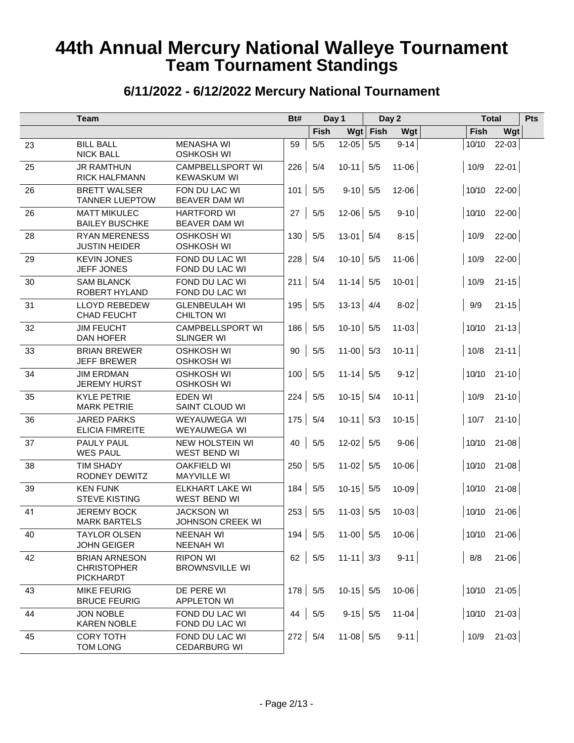# 44th Annual Mercury National Walleye Tournament
## Team Tournament Standings

### 6/11/2022 - 6/12/2022 Mercury National Tournament

| | Team | | Bt# | Day 1 | | Day 2 | | Total | | Pts |
|---|---|---|---|---|---|---|---|---|---|---|
| | | | | Fish | Wgt | Fish | Wgt | Fish | Wgt | |
| 23 | BILL BALL<br>NICK BALL | MENASHA WI<br>OSHKOSH WI | 59 | 5/5 | 12-05 | 5/5 | 9-14 | 10/10 | 22-03 | |
| 25 | JR RAMTHUN<br>RICK HALFMANN | CAMPBELLSPORT WI<br>KEWASKUM WI | 226 | 5/4 | 10-11 | 5/5 | 11-06 | 10/9 | 22-01 | |
| 26 | BRETT WALSER<br>TANNER LUEPTOW | FON DU LAC WI<br>BEAVER DAM WI | 101 | 5/5 | 9-10 | 5/5 | 12-06 | 10/10 | 22-00 | |
| 26 | MATT MIKULEC<br>BAILEY BUSCHKE | HARTFORD WI<br>BEAVER DAM WI | 27 | 5/5 | 12-06 | 5/5 | 9-10 | 10/10 | 22-00 | |
| 28 | RYAN MERENESS<br>JUSTIN HEIDER | OSHKOSH WI<br>OSHKOSH WI | 130 | 5/5 | 13-01 | 5/4 | 8-15 | 10/9 | 22-00 | |
| 29 | KEVIN JONES<br>JEFF JONES | FOND DU LAC WI<br>FOND DU LAC WI | 228 | 5/4 | 10-10 | 5/5 | 11-06 | 10/9 | 22-00 | |
| 30 | SAM BLANCK<br>ROBERT HYLAND | FOND DU LAC WI<br>FOND DU LAC WI | 211 | 5/4 | 11-14 | 5/5 | 10-01 | 10/9 | 21-15 | |
| 31 | LLOYD REBEDEW<br>CHAD FEUCHT | GLENBEULAH WI<br>CHILTON WI | 195 | 5/5 | 13-13 | 4/4 | 8-02 | 9/9 | 21-15 | |
| 32 | JIM FEUCHT<br>DAN HOFER | CAMPBELLSPORT WI<br>SLINGER WI | 186 | 5/5 | 10-10 | 5/5 | 11-03 | 10/10 | 21-13 | |
| 33 | BRIAN BREWER<br>JEFF BREWER | OSHKOSH WI<br>OSHKOSH WI | 90 | 5/5 | 11-00 | 5/3 | 10-11 | 10/8 | 21-11 | |
| 34 | JIM ERDMAN<br>JEREMY HURST | OSHKOSH WI<br>OSHKOSH WI | 100 | 5/5 | 11-14 | 5/5 | 9-12 | 10/10 | 21-10 | |
| 35 | KYLE PETRIE<br>MARK PETRIE | EDEN WI<br>SAINT CLOUD WI | 224 | 5/5 | 10-15 | 5/4 | 10-11 | 10/9 | 21-10 | |
| 36 | JARED PARKS<br>ELICIA FIMREITE | WEYAUWEGA WI<br>WEYAUWEGA WI | 175 | 5/4 | 10-11 | 5/3 | 10-15 | 10/7 | 21-10 | |
| 37 | PAULY PAUL<br>WES PAUL | NEW HOLSTEIN WI<br>WEST BEND WI | 40 | 5/5 | 12-02 | 5/5 | 9-06 | 10/10 | 21-08 | |
| 38 | TIM SHADY<br>RODNEY DEWITZ | OAKFIELD WI<br>MAYVILLE WI | 250 | 5/5 | 11-02 | 5/5 | 10-06 | 10/10 | 21-08 | |
| 39 | KEN FUNK<br>STEVE KISTING | ELKHART LAKE WI<br>WEST BEND WI | 184 | 5/5 | 10-15 | 5/5 | 10-09 | 10/10 | 21-08 | |
| 41 | JEREMY BOCK<br>MARK BARTELS | JACKSON WI<br>JOHNSON CREEK WI | 253 | 5/5 | 11-03 | 5/5 | 10-03 | 10/10 | 21-06 | |
| 40 | TAYLOR OLSEN<br>JOHN GEIGER | NEENAH WI<br>NEENAH WI | 194 | 5/5 | 11-00 | 5/5 | 10-06 | 10/10 | 21-06 | |
| 42 | BRIAN ARNESON<br>CHRISTOPHER PICKHARDT | RIPON WI<br>BROWNSVILLE WI | 62 | 5/5 | 11-11 | 3/3 | 9-11 | 8/8 | 21-06 | |
| 43 | MIKE FEURIG<br>BRUCE FEURIG | DE PERE WI<br>APPLETON WI | 178 | 5/5 | 10-15 | 5/5 | 10-06 | 10/10 | 21-05 | |
| 44 | JON NOBLE<br>KAREN NOBLE | FOND DU LAC WI<br>FOND DU LAC WI | 44 | 5/5 | 9-15 | 5/5 | 11-04 | 10/10 | 21-03 | |
| 45 | CORY TOTH<br>TOM LONG | FOND DU LAC WI<br>CEDARBURG WI | 272 | 5/4 | 11-08 | 5/5 | 9-11 | 10/9 | 21-03 | |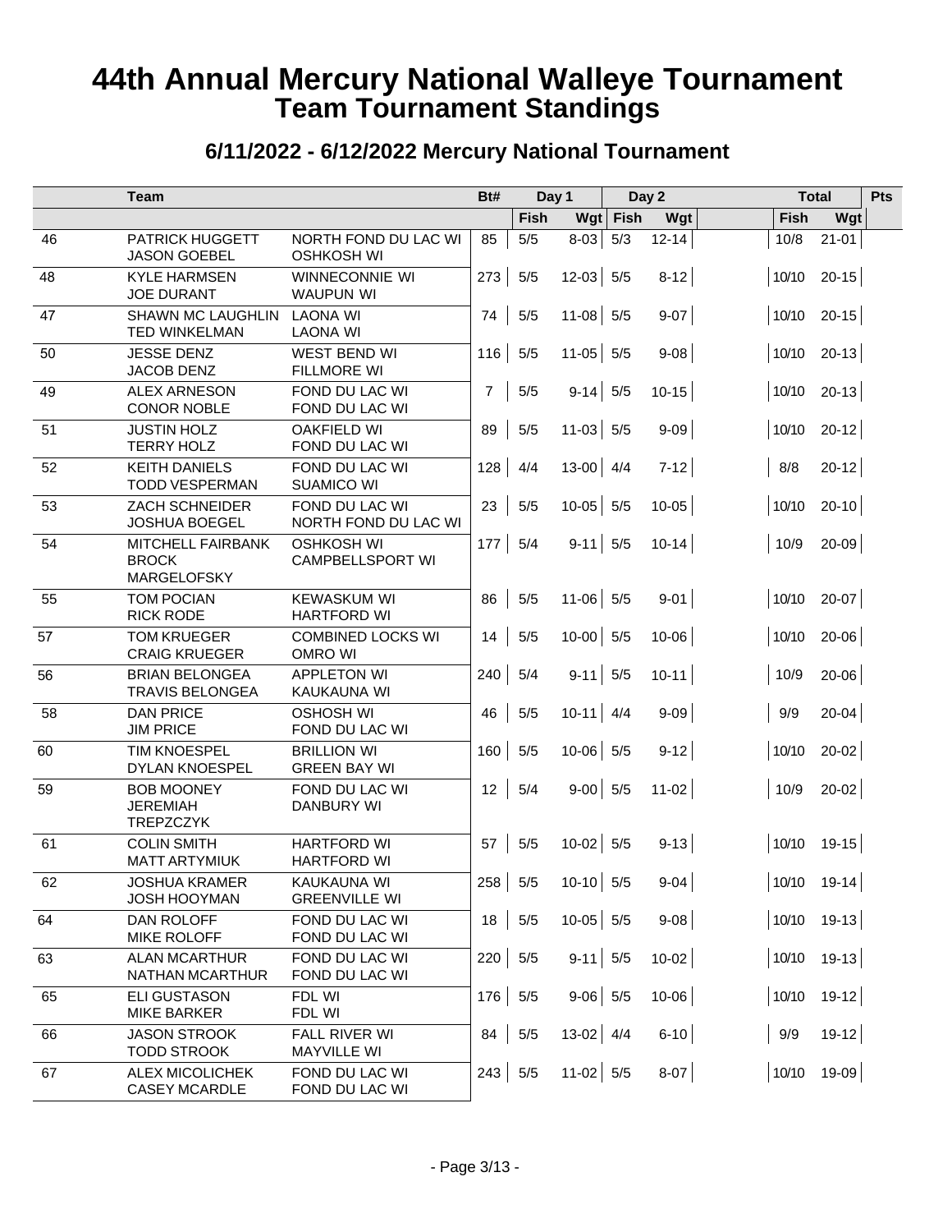# 44th Annual Mercury National Walleye Tournament
# Team Tournament Standings

## 6/11/2022 - 6/12/2022 Mercury National Tournament

| | Team | | Bt# | Day 1 | | Day 2 | | | Total | | Pts |
|---|---|---|---|---|---|---|---|---|---|---|---|
| | | | | Fish | Wgt | Fish | Wgt | | Fish | Wgt | |
| 46 | PATRICK HUGGETT<br>JASON GOEBEL | NORTH FOND DU LAC WI<br>OSHKOSH WI | 85 | 5/5 | 8-03 | 5/3 | 12-14 | | 10/8 | 21-01 | |
| 48 | KYLE HARMSEN<br>JOE DURANT | WINNECONNIE WI<br>WAUPUN WI | 273 | 5/5 | 12-03 | 5/5 | 8-12 | | 10/10 | 20-15 | |
| 47 | SHAWN MC LAUGHLIN<br>TED WINKELMAN | LAONA WI<br>LAONA WI | 74 | 5/5 | 11-08 | 5/5 | 9-07 | | 10/10 | 20-15 | |
| 50 | JESSE DENZ<br>JACOB DENZ | WEST BEND WI<br>FILLMORE WI | 116 | 5/5 | 11-05 | 5/5 | 9-08 | | 10/10 | 20-13 | |
| 49 | ALEX ARNESON<br>CONOR NOBLE | FOND DU LAC WI<br>FOND DU LAC WI | 7 | 5/5 | 9-14 | 5/5 | 10-15 | | 10/10 | 20-13 | |
| 51 | JUSTIN HOLZ<br>TERRY HOLZ | OAKFIELD WI<br>FOND DU LAC WI | 89 | 5/5 | 11-03 | 5/5 | 9-09 | | 10/10 | 20-12 | |
| 52 | KEITH DANIELS<br>TODD VESPERMAN | FOND DU LAC WI<br>SUAMICO WI | 128 | 4/4 | 13-00 | 4/4 | 7-12 | | 8/8 | 20-12 | |
| 53 | ZACH SCHNEIDER<br>JOSHUA BOEGEL | FOND DU LAC WI<br>NORTH FOND DU LAC WI | 23 | 5/5 | 10-05 | 5/5 | 10-05 | | 10/10 | 20-10 | |
| 54 | MITCHELL FAIRBANK<br>BROCK MARGELOFSKY | OSHKOSH WI<br>CAMPBELLSPORT WI | 177 | 5/4 | 9-11 | 5/5 | 10-14 | | 10/9 | 20-09 | |
| 55 | TOM POCIAN<br>RICK RODE | KEWASKUM WI<br>HARTFORD WI | 86 | 5/5 | 11-06 | 5/5 | 9-01 | | 10/10 | 20-07 | |
| 57 | TOM KRUEGER<br>CRAIG KRUEGER | COMBINED LOCKS WI<br>OMRO WI | 14 | 5/5 | 10-00 | 5/5 | 10-06 | | 10/10 | 20-06 | |
| 56 | BRIAN BELONGEA<br>TRAVIS BELONGEA | APPLETON WI<br>KAUKAUNA WI | 240 | 5/4 | 9-11 | 5/5 | 10-11 | | 10/9 | 20-06 | |
| 58 | DAN PRICE<br>JIM PRICE | OSHOSH WI<br>FOND DU LAC WI | 46 | 5/5 | 10-11 | 4/4 | 9-09 | | 9/9 | 20-04 | |
| 60 | TIM KNOESPEL<br>DYLAN KNOESPEL | BRILLION WI<br>GREEN BAY WI | 160 | 5/5 | 10-06 | 5/5 | 9-12 | | 10/10 | 20-02 | |
| 59 | BOB MOONEY<br>JEREMIAH TREPZCZYK | FOND DU LAC WI<br>DANBURY WI | 12 | 5/4 | 9-00 | 5/5 | 11-02 | | 10/9 | 20-02 | |
| 61 | COLIN SMITH<br>MATT ARTYMIUK | HARTFORD WI<br>HARTFORD WI | 57 | 5/5 | 10-02 | 5/5 | 9-13 | | 10/10 | 19-15 | |
| 62 | JOSHUA KRAMER<br>JOSH HOOYMAN | KAUKAUNA WI<br>GREENVILLE WI | 258 | 5/5 | 10-10 | 5/5 | 9-04 | | 10/10 | 19-14 | |
| 64 | DAN ROLOFF<br>MIKE ROLOFF | FOND DU LAC WI<br>FOND DU LAC WI | 18 | 5/5 | 10-05 | 5/5 | 9-08 | | 10/10 | 19-13 | |
| 63 | ALAN MCARTHUR<br>NATHAN MCARTHUR | FOND DU LAC WI<br>FOND DU LAC WI | 220 | 5/5 | 9-11 | 5/5 | 10-02 | | 10/10 | 19-13 | |
| 65 | ELI GUSTASON<br>MIKE BARKER | FDL WI<br>FDL WI | 176 | 5/5 | 9-06 | 5/5 | 10-06 | | 10/10 | 19-12 | |
| 66 | JASON STROOK<br>TODD STROOK | FALL RIVER WI<br>MAYVILLE WI | 84 | 5/5 | 13-02 | 4/4 | 6-10 | | 9/9 | 19-12 | |
| 67 | ALEX MICOLICHEK<br>CASEY MCARDLE | FOND DU LAC WI<br>FOND DU LAC WI | 243 | 5/5 | 11-02 | 5/5 | 8-07 | | 10/10 | 19-09 | |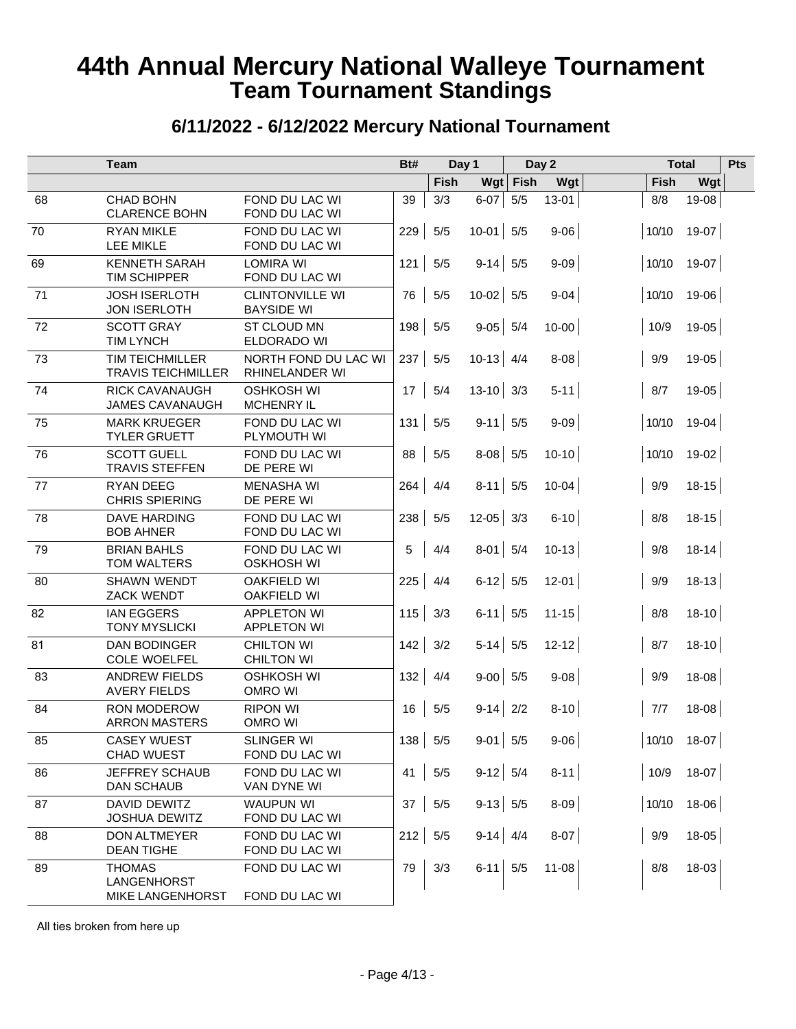# 44th Annual Mercury National Walleye Tournament
## Team Tournament Standings

### 6/11/2022 - 6/12/2022 Mercury National Tournament

| | Team | | Bt# | Day 1 | | Day 2 | | | Total | | Pts |
|---|---|---|---|---|---|---|---|---|---|---|---|
| | | | | Fish | Wgt | Fish | Wgt | | Fish | Wgt | |
| 68 | CHAD BOHN<br>CLARENCE BOHN | FOND DU LAC WI<br>FOND DU LAC WI | 39 | 3/3 | 6-07 | 5/5 | 13-01 | | 8/8 | 19-08 | |
| 70 | RYAN MIKLE<br>LEE MIKLE | FOND DU LAC WI<br>FOND DU LAC WI | 229 | 5/5 | 10-01 | 5/5 | 9-06 | | 10/10 | 19-07 | |
| 69 | KENNETH SARAH<br>TIM SCHIPPER | LOMIRA WI<br>FOND DU LAC WI | 121 | 5/5 | 9-14 | 5/5 | 9-09 | | 10/10 | 19-07 | |
| 71 | JOSH ISERLOTH<br>JON ISERLOTH | CLINTONVILLE WI<br>BAYSIDE WI | 76 | 5/5 | 10-02 | 5/5 | 9-04 | | 10/10 | 19-06 | |
| 72 | SCOTT GRAY<br>TIM LYNCH | ST CLOUD MN<br>ELDORADO WI | 198 | 5/5 | 9-05 | 5/4 | 10-00 | | 10/9 | 19-05 | |
| 73 | TIM TEICHMILLER<br>TRAVIS TEICHMILLER | NORTH FOND DU LAC WI<br>RHINELANDER WI | 237 | 5/5 | 10-13 | 4/4 | 8-08 | | 9/9 | 19-05 | |
| 74 | RICK CAVANAUGH<br>JAMES CAVANAUGH | OSHKOSH WI<br>MCHENRY IL | 17 | 5/4 | 13-10 | 3/3 | 5-11 | | 8/7 | 19-05 | |
| 75 | MARK KRUEGER<br>TYLER GRUETT | FOND DU LAC WI<br>PLYMOUTH WI | 131 | 5/5 | 9-11 | 5/5 | 9-09 | | 10/10 | 19-04 | |
| 76 | SCOTT GUELL<br>TRAVIS STEFFEN | FOND DU LAC WI<br>DE PERE WI | 88 | 5/5 | 8-08 | 5/5 | 10-10 | | 10/10 | 19-02 | |
| 77 | RYAN DEEG<br>CHRIS SPIERING | MENASHA WI<br>DE PERE WI | 264 | 4/4 | 8-11 | 5/5 | 10-04 | | 9/9 | 18-15 | |
| 78 | DAVE HARDING<br>BOB AHNER | FOND DU LAC WI<br>FOND DU LAC WI | 238 | 5/5 | 12-05 | 3/3 | 6-10 | | 8/8 | 18-15 | |
| 79 | BRIAN BAHLS<br>TOM WALTERS | FOND DU LAC WI<br>OSKHOSH WI | 5 | 4/4 | 8-01 | 5/4 | 10-13 | | 9/8 | 18-14 | |
| 80 | SHAWN WENDT<br>ZACK WENDT | OAKFIELD WI<br>OAKFIELD WI | 225 | 4/4 | 6-12 | 5/5 | 12-01 | | 9/9 | 18-13 | |
| 82 | IAN EGGERS<br>TONY MYSLICKI | APPLETON WI<br>APPLETON WI | 115 | 3/3 | 6-11 | 5/5 | 11-15 | | 8/8 | 18-10 | |
| 81 | DAN BODINGER<br>COLE WOELFEL | CHILTON WI<br>CHILTON WI | 142 | 3/2 | 5-14 | 5/5 | 12-12 | | 8/7 | 18-10 | |
| 83 | ANDREW FIELDS<br>AVERY FIELDS | OSHKOSH WI<br>OMRO WI | 132 | 4/4 | 9-00 | 5/5 | 9-08 | | 9/9 | 18-08 | |
| 84 | RON MODEROW<br>ARRON MASTERS | RIPON WI<br>OMRO WI | 16 | 5/5 | 9-14 | 2/2 | 8-10 | | 7/7 | 18-08 | |
| 85 | CASEY WUEST<br>CHAD WUEST | SLINGER WI<br>FOND DU LAC WI | 138 | 5/5 | 9-01 | 5/5 | 9-06 | | 10/10 | 18-07 | |
| 86 | JEFFREY SCHAUB<br>DAN SCHAUB | FOND DU LAC WI<br>VAN DYNE WI | 41 | 5/5 | 9-12 | 5/4 | 8-11 | | 10/9 | 18-07 | |
| 87 | DAVID DEWITZ<br>JOSHUA DEWITZ | WAUPUN WI<br>FOND DU LAC WI | 37 | 5/5 | 9-13 | 5/5 | 8-09 | | 10/10 | 18-06 | |
| 88 | DON ALTMEYER<br>DEAN TIGHE | FOND DU LAC WI<br>FOND DU LAC WI | 212 | 5/5 | 9-14 | 4/4 | 8-07 | | 9/9 | 18-05 | |
| 89 | THOMAS LANGENHORST<br>MIKE LANGENHORST | FOND DU LAC WI<br>FOND DU LAC WI | 79 | 3/3 | 6-11 | 5/5 | 11-08 | | 8/8 | 18-03 | |

All ties broken from here up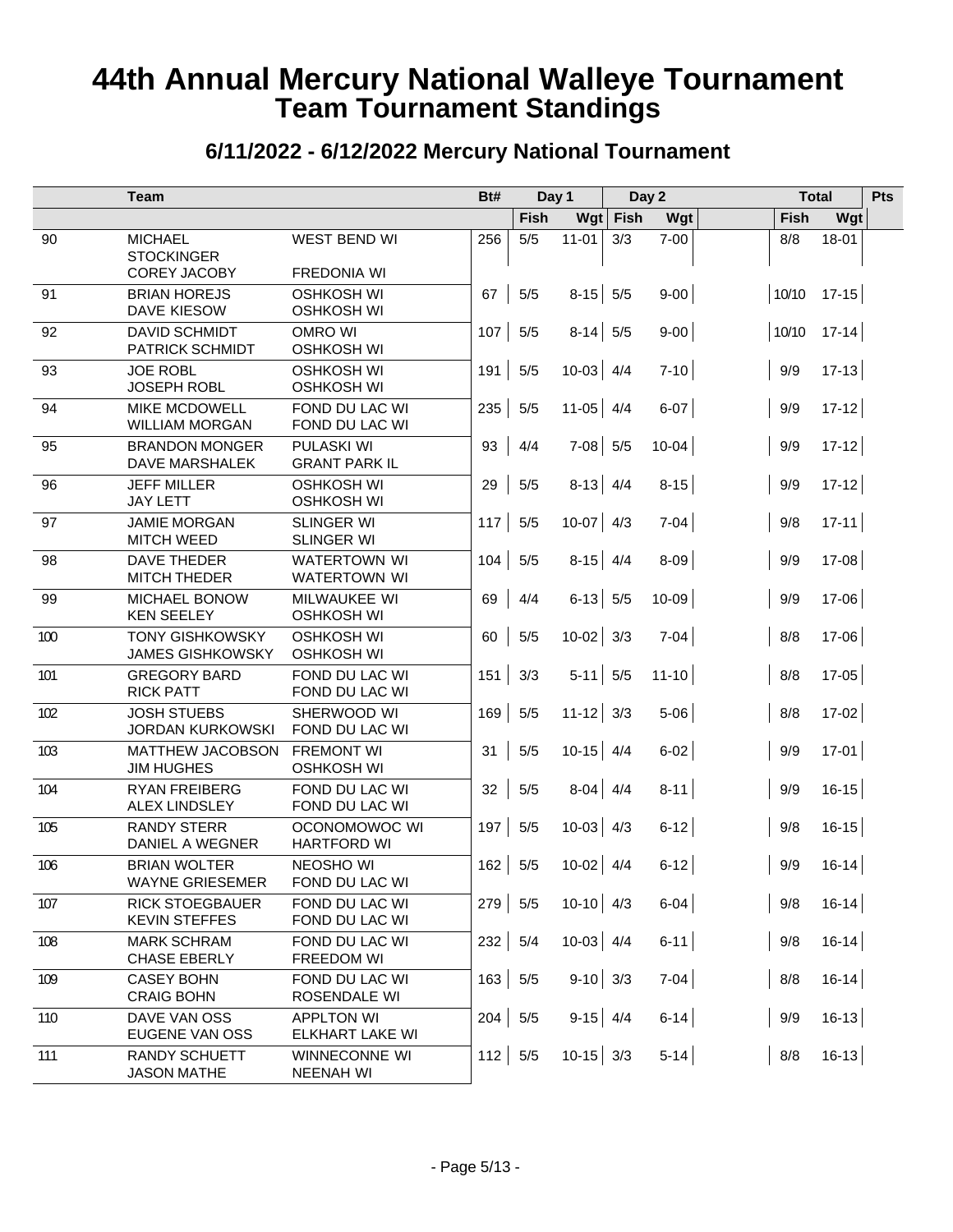# 44th Annual Mercury National Walleye Tournament
## Team Tournament Standings

### 6/11/2022 - 6/12/2022 Mercury National Tournament

| | Team | | Bt# | Day 1 | | Day 2 | | | Total | | Pts |
|---|---|---|---|---|---|---|---|---|---|---|---|
| | | | | Fish | Wgt | Fish | Wgt | | Fish | Wgt | |
| 90 | MICHAEL STOCKINGER<br>COREY JACOBY | WEST BEND WI<br>FREDONIA WI | 256 | 5/5 | 11-01 | 3/3 | 7-00 | | 8/8 | 18-01 | |
| 91 | BRIAN HOREJS<br>DAVE KIESOW | OSHKOSH WI<br>OSHKOSH WI | 67 | 5/5 | 8-15 | 5/5 | 9-00 | | 10/10 | 17-15 | |
| 92 | DAVID SCHMIDT<br>PATRICK SCHMIDT | OMRO WI<br>OSHKOSH WI | 107 | 5/5 | 8-14 | 5/5 | 9-00 | | 10/10 | 17-14 | |
| 93 | JOE ROBL<br>JOSEPH ROBL | OSHKOSH WI<br>OSHKOSH WI | 191 | 5/5 | 10-03 | 4/4 | 7-10 | | 9/9 | 17-13 | |
| 94 | MIKE MCDOWELL<br>WILLIAM MORGAN | FOND DU LAC WI<br>FOND DU LAC WI | 235 | 5/5 | 11-05 | 4/4 | 6-07 | | 9/9 | 17-12 | |
| 95 | BRANDON MONGER<br>DAVE MARSHALEK | PULASKI WI<br>GRANT PARK IL | 93 | 4/4 | 7-08 | 5/5 | 10-04 | | 9/9 | 17-12 | |
| 96 | JEFF MILLER<br>JAY LETT | OSHKOSH WI<br>OSHKOSH WI | 29 | 5/5 | 8-13 | 4/4 | 8-15 | | 9/9 | 17-12 | |
| 97 | JAMIE MORGAN<br>MITCH WEED | SLINGER WI<br>SLINGER WI | 117 | 5/5 | 10-07 | 4/3 | 7-04 | | 9/8 | 17-11 | |
| 98 | DAVE THEDER<br>MITCH THEDER | WATERTOWN WI<br>WATERTOWN WI | 104 | 5/5 | 8-15 | 4/4 | 8-09 | | 9/9 | 17-08 | |
| 99 | MICHAEL BONOW<br>KEN SEELEY | MILWAUKEE WI<br>OSHKOSH WI | 69 | 4/4 | 6-13 | 5/5 | 10-09 | | 9/9 | 17-06 | |
| 100 | TONY GISHKOWSKY<br>JAMES GISHKOWSKY | OSHKOSH WI<br>OSHKOSH WI | 60 | 5/5 | 10-02 | 3/3 | 7-04 | | 8/8 | 17-06 | |
| 101 | GREGORY BARD<br>RICK PATT | FOND DU LAC WI<br>FOND DU LAC WI | 151 | 3/3 | 5-11 | 5/5 | 11-10 | | 8/8 | 17-05 | |
| 102 | JOSH STUEBS<br>JORDAN KURKOWSKI | SHERWOOD WI<br>FOND DU LAC WI | 169 | 5/5 | 11-12 | 3/3 | 5-06 | | 8/8 | 17-02 | |
| 103 | MATTHEW JACOBSON<br>JIM HUGHES | FREMONT WI<br>OSHKOSH WI | 31 | 5/5 | 10-15 | 4/4 | 6-02 | | 9/9 | 17-01 | |
| 104 | RYAN FREIBERG<br>ALEX LINDSLEY | FOND DU LAC WI<br>FOND DU LAC WI | 32 | 5/5 | 8-04 | 4/4 | 8-11 | | 9/9 | 16-15 | |
| 105 | RANDY STERR<br>DANIEL A WEGNER | OCONOMOWOC WI<br>HARTFORD WI | 197 | 5/5 | 10-03 | 4/3 | 6-12 | | 9/8 | 16-15 | |
| 106 | BRIAN WOLTER<br>WAYNE GRIESEMER | NEOSHO WI<br>FOND DU LAC WI | 162 | 5/5 | 10-02 | 4/4 | 6-12 | | 9/9 | 16-14 | |
| 107 | RICK STOEGBAUER<br>KEVIN STEFFES | FOND DU LAC WI<br>FOND DU LAC WI | 279 | 5/5 | 10-10 | 4/3 | 6-04 | | 9/8 | 16-14 | |
| 108 | MARK SCHRAM<br>CHASE EBERLY | FOND DU LAC WI<br>FREEDOM WI | 232 | 5/4 | 10-03 | 4/4 | 6-11 | | 9/8 | 16-14 | |
| 109 | CASEY BOHN<br>CRAIG BOHN | FOND DU LAC WI<br>ROSENDALE WI | 163 | 5/5 | 9-10 | 3/3 | 7-04 | | 8/8 | 16-14 | |
| 110 | DAVE VAN OSS<br>EUGENE VAN OSS | APPLTON WI<br>ELKHART LAKE WI | 204 | 5/5 | 9-15 | 4/4 | 6-14 | | 9/9 | 16-13 | |
| 111 | RANDY SCHUETT<br>JASON MATHE | WINNECONNE WI<br>NEENAH WI | 112 | 5/5 | 10-15 | 3/3 | 5-14 | | 8/8 | 16-13 | |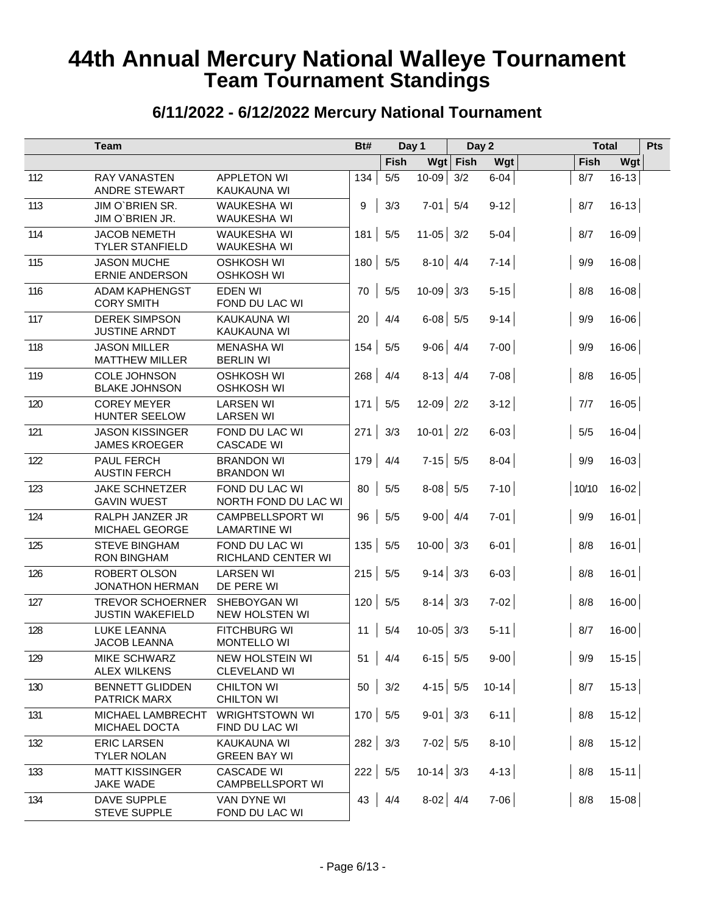# 44th Annual Mercury National Walleye Tournament
## Team Tournament Standings

### 6/11/2022 - 6/12/2022 Mercury National Tournament

| | Team | | Bt# | Day 1 | | Day 2 | | Total | | Pts |
|---|---|---|---|---|---|---|---|---|---|---|
| | | | | Fish | Wgt | Fish | Wgt | Fish | Wgt | |
| 112 | RAY VANASTEN<br>ANDRE STEWART | APPLETON WI<br>KAUKAUNA WI | 134 | 5/5 | 10-09 | 3/2 | 6-04 | 8/7 | 16-13 | |
| 113 | JIM O`BRIEN SR.<br>JIM O`BRIEN JR. | WAUKESHA WI<br>WAUKESHA WI | 9 | 3/3 | 7-01 | 5/4 | 9-12 | 8/7 | 16-13 | |
| 114 | JACOB NEMETH<br>TYLER STANFIELD | WAUKESHA WI<br>WAUKESHA WI | 181 | 5/5 | 11-05 | 3/2 | 5-04 | 8/7 | 16-09 | |
| 115 | JASON MUCHE<br>ERNIE ANDERSON | OSHKOSH WI<br>OSHKOSH WI | 180 | 5/5 | 8-10 | 4/4 | 7-14 | 9/9 | 16-08 | |
| 116 | ADAM KAPHENGST<br>CORY SMITH | EDEN WI<br>FOND DU LAC WI | 70 | 5/5 | 10-09 | 3/3 | 5-15 | 8/8 | 16-08 | |
| 117 | DEREK SIMPSON<br>JUSTINE ARNDT | KAUKAUNA WI<br>KAUKAUNA WI | 20 | 4/4 | 6-08 | 5/5 | 9-14 | 9/9 | 16-06 | |
| 118 | JASON MILLER<br>MATTHEW MILLER | MENASHA WI<br>BERLIN WI | 154 | 5/5 | 9-06 | 4/4 | 7-00 | 9/9 | 16-06 | |
| 119 | COLE JOHNSON<br>BLAKE JOHNSON | OSHKOSH WI<br>OSHKOSH WI | 268 | 4/4 | 8-13 | 4/4 | 7-08 | 8/8 | 16-05 | |
| 120 | COREY MEYER<br>HUNTER SEELOW | LARSEN WI<br>LARSEN WI | 171 | 5/5 | 12-09 | 2/2 | 3-12 | 7/7 | 16-05 | |
| 121 | JASON KISSINGER<br>JAMES KROEGER | FOND DU LAC WI<br>CASCADE WI | 271 | 3/3 | 10-01 | 2/2 | 6-03 | 5/5 | 16-04 | |
| 122 | PAUL FERCH<br>AUSTIN FERCH | BRANDON WI<br>BRANDON WI | 179 | 4/4 | 7-15 | 5/5 | 8-04 | 9/9 | 16-03 | |
| 123 | JAKE SCHNETZER<br>GAVIN WUEST | FOND DU LAC WI<br>NORTH FOND DU LAC WI | 80 | 5/5 | 8-08 | 5/5 | 7-10 | 10/10 | 16-02 | |
| 124 | RALPH JANZER JR<br>MICHAEL GEORGE | CAMPBELLSPORT WI<br>LAMARTINE WI | 96 | 5/5 | 9-00 | 4/4 | 7-01 | 9/9 | 16-01 | |
| 125 | STEVE BINGHAM<br>RON BINGHAM | FOND DU LAC WI<br>RICHLAND CENTER WI | 135 | 5/5 | 10-00 | 3/3 | 6-01 | 8/8 | 16-01 | |
| 126 | ROBERT OLSON<br>JONATHON HERMAN | LARSEN WI<br>DE PERE WI | 215 | 5/5 | 9-14 | 3/3 | 6-03 | 8/8 | 16-01 | |
| 127 | TREVOR SCHOERNER<br>JUSTIN WAKEFIELD | SHEBOYGAN WI<br>NEW HOLSTEN WI | 120 | 5/5 | 8-14 | 3/3 | 7-02 | 8/8 | 16-00 | |
| 128 | LUKE LEANNA<br>JACOB LEANNA | FITCHBURG WI<br>MONTELLO WI | 11 | 5/4 | 10-05 | 3/3 | 5-11 | 8/7 | 16-00 | |
| 129 | MIKE SCHWARZ<br>ALEX WILKENS | NEW HOLSTEIN WI<br>CLEVELAND WI | 51 | 4/4 | 6-15 | 5/5 | 9-00 | 9/9 | 15-15 | |
| 130 | BENNETT GLIDDEN<br>PATRICK MARX | CHILTON WI<br>CHILTON WI | 50 | 3/2 | 4-15 | 5/5 | 10-14 | 8/7 | 15-13 | |
| 131 | MICHAEL LAMBRECHT<br>MICHAEL DOCTA | WRIGHTSTOWN WI<br>FIND DU LAC WI | 170 | 5/5 | 9-01 | 3/3 | 6-11 | 8/8 | 15-12 | |
| 132 | ERIC LARSEN<br>TYLER NOLAN | KAUKAUNA WI<br>GREEN BAY WI | 282 | 3/3 | 7-02 | 5/5 | 8-10 | 8/8 | 15-12 | |
| 133 | MATT KISSINGER<br>JAKE WADE | CASCADE WI<br>CAMPBELLSPORT WI | 222 | 5/5 | 10-14 | 3/3 | 4-13 | 8/8 | 15-11 | |
| 134 | DAVE SUPPLE<br>STEVE SUPPLE | VAN DYNE WI<br>FOND DU LAC WI | 43 | 4/4 | 8-02 | 4/4 | 7-06 | 8/8 | 15-08 | |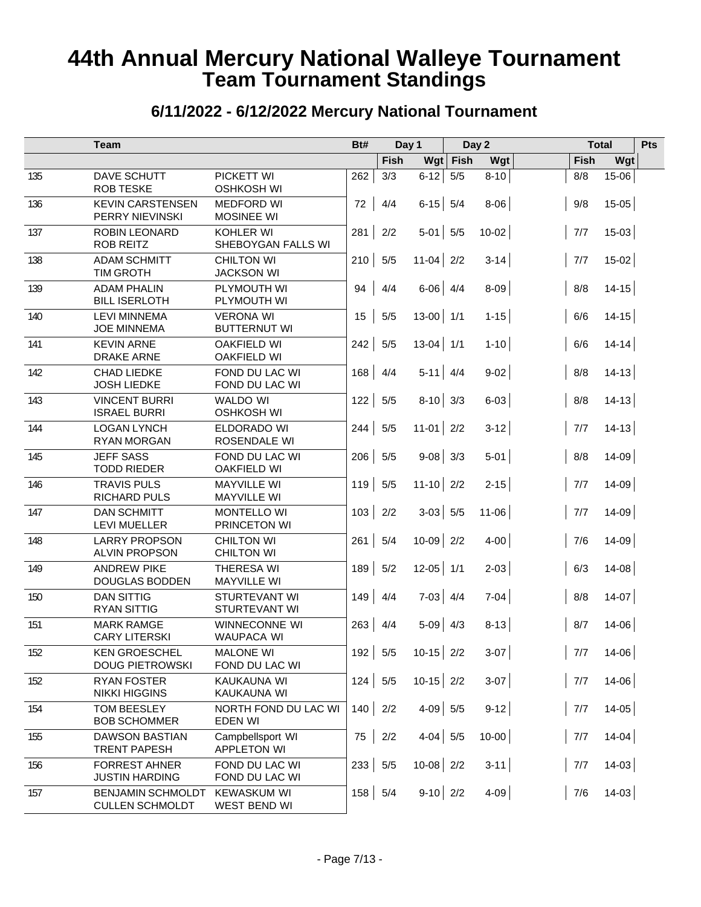# 44th Annual Mercury National Walleye Tournament

## Team Tournament Standings

### 6/11/2022 - 6/12/2022 Mercury National Tournament

| | Team | | Bt# | Day 1 | | Day 2 | | | Total | | Pts |
|---|---|---|---|---|---|---|---|---|---|---|---|
| | | | | Fish | Wgt | Fish | Wgt | | Fish | Wgt | |
| 135 | DAVE SCHUTT<br>ROB TESKE | PICKETT WI<br>OSHKOSH WI | 262 | 3/3 | 6-12 | 5/5 | 8-10 | | 8/8 | 15-06 | |
| 136 | KEVIN CARSTENSEN<br>PERRY NIEVINSKI | MEDFORD WI<br>MOSINEE WI | 72 | 4/4 | 6-15 | 5/4 | 8-06 | | 9/8 | 15-05 | |
| 137 | ROBIN LEONARD<br>ROB REITZ | KOHLER WI<br>SHEBOYGAN FALLS WI | 281 | 2/2 | 5-01 | 5/5 | 10-02 | | 7/7 | 15-03 | |
| 138 | ADAM SCHMITT<br>TIM GROTH | CHILTON WI<br>JACKSON WI | 210 | 5/5 | 11-04 | 2/2 | 3-14 | | 7/7 | 15-02 | |
| 139 | ADAM PHALIN<br>BILL ISERLOTH | PLYMOUTH WI<br>PLYMOUTH WI | 94 | 4/4 | 6-06 | 4/4 | 8-09 | | 8/8 | 14-15 | |
| 140 | LEVI MINNEMA<br>JOE MINNEMA | VERONA WI<br>BUTTERNUT WI | 15 | 5/5 | 13-00 | 1/1 | 1-15 | | 6/6 | 14-15 | |
| 141 | KEVIN ARNE<br>DRAKE ARNE | OAKFIELD WI<br>OAKFIELD WI | 242 | 5/5 | 13-04 | 1/1 | 1-10 | | 6/6 | 14-14 | |
| 142 | CHAD LIEDKE<br>JOSH LIEDKE | FOND DU LAC WI<br>FOND DU LAC WI | 168 | 4/4 | 5-11 | 4/4 | 9-02 | | 8/8 | 14-13 | |
| 143 | VINCENT BURRI<br>ISRAEL BURRI | WALDO WI<br>OSHKOSH WI | 122 | 5/5 | 8-10 | 3/3 | 6-03 | | 8/8 | 14-13 | |
| 144 | LOGAN LYNCH<br>RYAN MORGAN | ELDORADO WI<br>ROSENDALE WI | 244 | 5/5 | 11-01 | 2/2 | 3-12 | | 7/7 | 14-13 | |
| 145 | JEFF SASS<br>TODD RIEDER | FOND DU LAC WI<br>OAKFIELD WI | 206 | 5/5 | 9-08 | 3/3 | 5-01 | | 8/8 | 14-09 | |
| 146 | TRAVIS PULS<br>RICHARD PULS | MAYVILLE WI<br>MAYVILLE WI | 119 | 5/5 | 11-10 | 2/2 | 2-15 | | 7/7 | 14-09 | |
| 147 | DAN SCHMITT<br>LEVI MUELLER | MONTELLO WI<br>PRINCETON WI | 103 | 2/2 | 3-03 | 5/5 | 11-06 | | 7/7 | 14-09 | |
| 148 | LARRY PROPSON<br>ALVIN PROPSON | CHILTON WI<br>CHILTON WI | 261 | 5/4 | 10-09 | 2/2 | 4-00 | | 7/6 | 14-09 | |
| 149 | ANDREW PIKE<br>DOUGLAS BODDEN | THERESA WI<br>MAYVILLE WI | 189 | 5/2 | 12-05 | 1/1 | 2-03 | | 6/3 | 14-08 | |
| 150 | DAN SITTIG<br>RYAN SITTIG | STURTEVANT WI<br>STURTEVANT WI | 149 | 4/4 | 7-03 | 4/4 | 7-04 | | 8/8 | 14-07 | |
| 151 | MARK RAMGE<br>CARY LITERSKI | WINNECONNE WI<br>WAUPACA WI | 263 | 4/4 | 5-09 | 4/3 | 8-13 | | 8/7 | 14-06 | |
| 152 | KEN GROESCHEL<br>DOUG PIETROWSKI | MALONE WI<br>FOND DU LAC WI | 192 | 5/5 | 10-15 | 2/2 | 3-07 | | 7/7 | 14-06 | |
| 152 | RYAN FOSTER<br>NIKKI HIGGINS | KAUKAUNA WI<br>KAUKAUNA WI | 124 | 5/5 | 10-15 | 2/2 | 3-07 | | 7/7 | 14-06 | |
| 154 | TOM BEESLEY<br>BOB SCHOMMER | NORTH FOND DU LAC WI<br>EDEN WI | 140 | 2/2 | 4-09 | 5/5 | 9-12 | | 7/7 | 14-05 | |
| 155 | DAWSON BASTIAN<br>TRENT PAPESH | Campbellsport WI<br>APPLETON WI | 75 | 2/2 | 4-04 | 5/5 | 10-00 | | 7/7 | 14-04 | |
| 156 | FORREST AHNER<br>JUSTIN HARDING | FOND DU LAC WI<br>FOND DU LAC WI | 233 | 5/5 | 10-08 | 2/2 | 3-11 | | 7/7 | 14-03 | |
| 157 | BENJAMIN SCHMOLDT<br>CULLEN SCHMOLDT | KEWASKUM WI<br>WEST BEND WI | 158 | 5/4 | 9-10 | 2/2 | 4-09 | | 7/6 | 14-03 | |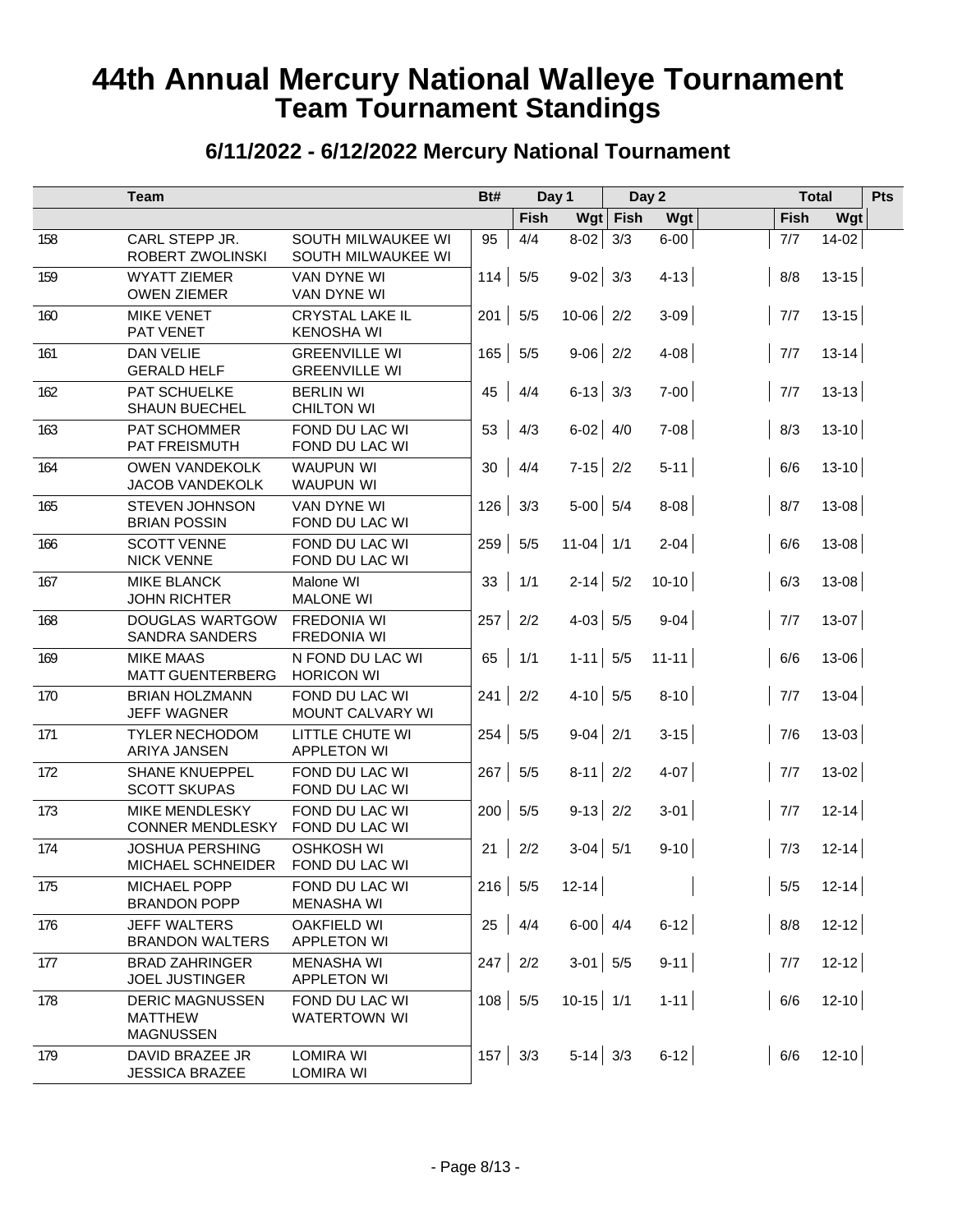# 44th Annual Mercury National Walleye Tournament
# Team Tournament Standings

## 6/11/2022 - 6/12/2022 Mercury National Tournament

| | Team | | Bt# | Day 1 | | Day 2 | | | Total | | Pts |
|---|---|---|---|---|---|---|---|---|---|---|---|
| | | | | Fish | Wgt | Fish | Wgt | | Fish | Wgt | |
| 158 | CARL STEPP JR.<br>ROBERT ZWOLINSKI | SOUTH MILWAUKEE WI<br>SOUTH MILWAUKEE WI | 95 | 4/4 | 8-02 | 3/3 | 6-00 | | 7/7 | 14-02 | |
| 159 | WYATT ZIEMER<br>OWEN ZIEMER | VAN DYNE WI<br>VAN DYNE WI | 114 | 5/5 | 9-02 | 3/3 | 4-13 | | 8/8 | 13-15 | |
| 160 | MIKE VENET<br>PAT VENET | CRYSTAL LAKE IL<br>KENOSHA WI | 201 | 5/5 | 10-06 | 2/2 | 3-09 | | 7/7 | 13-15 | |
| 161 | DAN VELIE<br>GERALD HELF | GREENVILLE WI<br>GREENVILLE WI | 165 | 5/5 | 9-06 | 2/2 | 4-08 | | 7/7 | 13-14 | |
| 162 | PAT SCHUELKE<br>SHAUN BUECHEL | BERLIN WI<br>CHILTON WI | 45 | 4/4 | 6-13 | 3/3 | 7-00 | | 7/7 | 13-13 | |
| 163 | PAT SCHOMMER<br>PAT FREISMUTH | FOND DU LAC WI<br>FOND DU LAC WI | 53 | 4/3 | 6-02 | 4/0 | 7-08 | | 8/3 | 13-10 | |
| 164 | OWEN VANDEKOLK<br>JACOB VANDEKOLK | WAUPUN WI<br>WAUPUN WI | 30 | 4/4 | 7-15 | 2/2 | 5-11 | | 6/6 | 13-10 | |
| 165 | STEVEN JOHNSON<br>BRIAN POSSIN | VAN DYNE WI<br>FOND DU LAC WI | 126 | 3/3 | 5-00 | 5/4 | 8-08 | | 8/7 | 13-08 | |
| 166 | SCOTT VENNE<br>NICK VENNE | FOND DU LAC WI<br>FOND DU LAC WI | 259 | 5/5 | 11-04 | 1/1 | 2-04 | | 6/6 | 13-08 | |
| 167 | MIKE BLANCK<br>JOHN RICHTER | Malone WI<br>MALONE WI | 33 | 1/1 | 2-14 | 5/2 | 10-10 | | 6/3 | 13-08 | |
| 168 | DOUGLAS WARTGOW<br>SANDRA SANDERS | FREDONIA WI<br>FREDONIA WI | 257 | 2/2 | 4-03 | 5/5 | 9-04 | | 7/7 | 13-07 | |
| 169 | MIKE MAAS<br>MATT GUENTERBERG | N FOND DU LAC WI<br>HORICON WI | 65 | 1/1 | 1-11 | 5/5 | 11-11 | | 6/6 | 13-06 | |
| 170 | BRIAN HOLZMANN<br>JEFF WAGNER | FOND DU LAC WI<br>MOUNT CALVARY WI | 241 | 2/2 | 4-10 | 5/5 | 8-10 | | 7/7 | 13-04 | |
| 171 | TYLER NECHODOM<br>ARIYA JANSEN | LITTLE CHUTE WI<br>APPLETON WI | 254 | 5/5 | 9-04 | 2/1 | 3-15 | | 7/6 | 13-03 | |
| 172 | SHANE KNUEPPEL<br>SCOTT SKUPAS | FOND DU LAC WI<br>FOND DU LAC WI | 267 | 5/5 | 8-11 | 2/2 | 4-07 | | 7/7 | 13-02 | |
| 173 | MIKE MENDLESKY<br>CONNER MENDLESKY | FOND DU LAC WI<br>FOND DU LAC WI | 200 | 5/5 | 9-13 | 2/2 | 3-01 | | 7/7 | 12-14 | |
| 174 | JOSHUA PERSHING<br>MICHAEL SCHNEIDER | OSHKOSH WI<br>FOND DU LAC WI | 21 | 2/2 | 3-04 | 5/1 | 9-10 | | 7/3 | 12-14 | |
| 175 | MICHAEL POPP<br>BRANDON POPP | FOND DU LAC WI<br>MENASHA WI | 216 | 5/5 | 12-14 | | | | 5/5 | 12-14 | |
| 176 | JEFF WALTERS<br>BRANDON WALTERS | OAKFIELD WI<br>APPLETON WI | 25 | 4/4 | 6-00 | 4/4 | 6-12 | | 8/8 | 12-12 | |
| 177 | BRAD ZAHRINGER<br>JOEL JUSTINGER | MENASHA WI<br>APPLETON WI | 247 | 2/2 | 3-01 | 5/5 | 9-11 | | 7/7 | 12-12 | |
| 178 | DERIC MAGNUSSEN<br>MATTHEW MAGNUSSEN | FOND DU LAC WI<br>WATERTOWN WI | 108 | 5/5 | 10-15 | 1/1 | 1-11 | | 6/6 | 12-10 | |
| 179 | DAVID BRAZEE JR<br>JESSICA BRAZEE | LOMIRA WI<br>LOMIRA WI | 157 | 3/3 | 5-14 | 3/3 | 6-12 | | 6/6 | 12-10 | |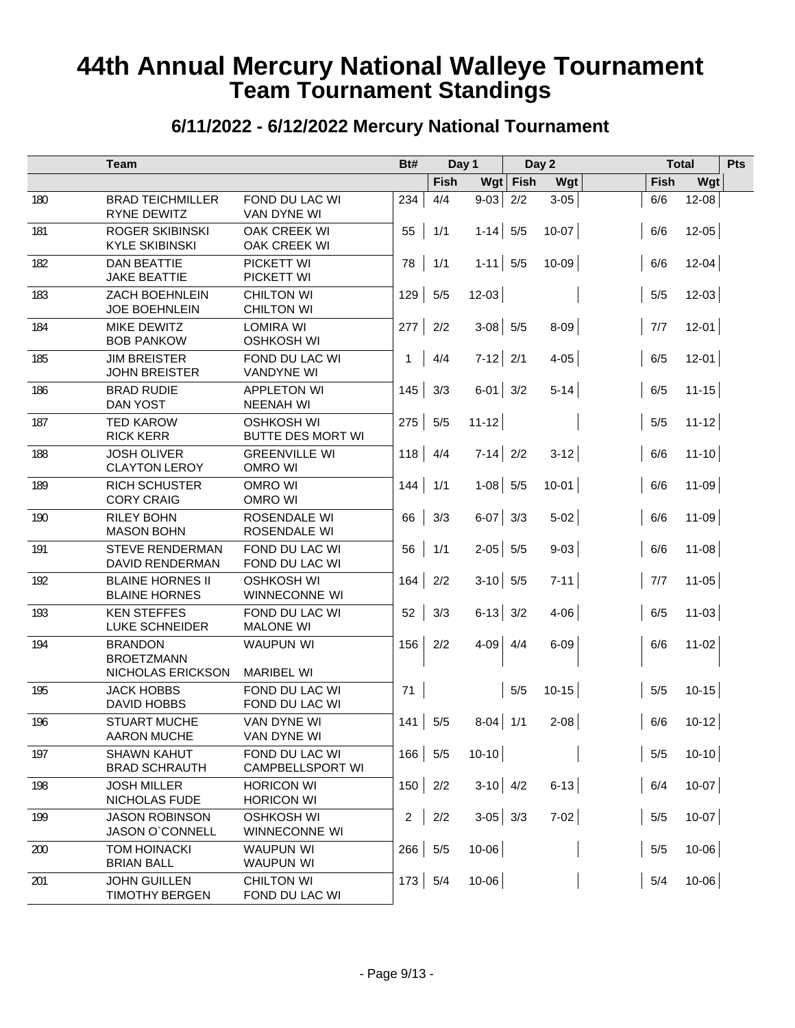# 44th Annual Mercury National Walleye Tournament
# Team Tournament Standings

## 6/11/2022 - 6/12/2022 Mercury National Tournament

| | Team | | Bt# | Day 1 | | Day 2 | | | Total | | Pts |
|---|---|---|---|---|---|---|---|---|---|---|---|
| | | | | Fish | Wgt | Fish | Wgt | | Fish | Wgt | |
| 180 | BRAD TEICHMILLER<br>RYNE DEWITZ | FOND DU LAC WI<br>VAN DYNE WI | 234 | 4/4 | 9-03 | 2/2 | 3-05 | | 6/6 | 12-08 | |
| 181 | ROGER SKIBINSKI<br>KYLE SKIBINSKI | OAK CREEK WI<br>OAK CREEK WI | 55 | 1/1 | 1-14 | 5/5 | 10-07 | | 6/6 | 12-05 | |
| 182 | DAN BEATTIE<br>JAKE BEATTIE | PICKETT WI<br>PICKETT WI | 78 | 1/1 | 1-11 | 5/5 | 10-09 | | 6/6 | 12-04 | |
| 183 | ZACH BOEHNLEIN<br>JOE BOEHNLEIN | CHILTON WI<br>CHILTON WI | 129 | 5/5 | 12-03 | | | | 5/5 | 12-03 | |
| 184 | MIKE DEWITZ<br>BOB PANKOW | LOMIRA WI<br>OSHKOSH WI | 277 | 2/2 | 3-08 | 5/5 | 8-09 | | 7/7 | 12-01 | |
| 185 | JIM BREISTER<br>JOHN BREISTER | FOND DU LAC WI<br>VANDYNE WI | 1 | 4/4 | 7-12 | 2/1 | 4-05 | | 6/5 | 12-01 | |
| 186 | BRAD RUDIE<br>DAN YOST | APPLETON WI<br>NEENAH WI | 145 | 3/3 | 6-01 | 3/2 | 5-14 | | 6/5 | 11-15 | |
| 187 | TED KAROW<br>RICK KERR | OSHKOSH WI<br>BUTTE DES MORT WI | 275 | 5/5 | 11-12 | | | | 5/5 | 11-12 | |
| 188 | JOSH OLIVER<br>CLAYTON LEROY | GREENVILLE WI<br>OMRO WI | 118 | 4/4 | 7-14 | 2/2 | 3-12 | | 6/6 | 11-10 | |
| 189 | RICH SCHUSTER<br>CORY CRAIG | OMRO WI<br>OMRO WI | 144 | 1/1 | 1-08 | 5/5 | 10-01 | | 6/6 | 11-09 | |
| 190 | RILEY BOHN<br>MASON BOHN | ROSENDALE WI<br>ROSENDALE WI | 66 | 3/3 | 6-07 | 3/3 | 5-02 | | 6/6 | 11-09 | |
| 191 | STEVE RENDERMAN<br>DAVID RENDERMAN | FOND DU LAC WI<br>FOND DU LAC WI | 56 | 1/1 | 2-05 | 5/5 | 9-03 | | 6/6 | 11-08 | |
| 192 | BLAINE HORNES II<br>BLAINE HORNES | OSHKOSH WI<br>WINNECONNE WI | 164 | 2/2 | 3-10 | 5/5 | 7-11 | | 7/7 | 11-05 | |
| 193 | KEN STEFFES<br>LUKE SCHNEIDER | FOND DU LAC WI<br>MALONE WI | 52 | 3/3 | 6-13 | 3/2 | 4-06 | | 6/5 | 11-03 | |
| 194 | BRANDON BROETZMANN<br>NICHOLAS ERICKSON | WAUPUN WI<br>MARIBEL WI | 156 | 2/2 | 4-09 | 4/4 | 6-09 | | 6/6 | 11-02 | |
| 195 | JACK HOBBS<br>DAVID HOBBS | FOND DU LAC WI<br>FOND DU LAC WI | 71 | | | 5/5 | 10-15 | | 5/5 | 10-15 | |
| 196 | STUART MUCHE<br>AARON MUCHE | VAN DYNE WI<br>VAN DYNE WI | 141 | 5/5 | 8-04 | 1/1 | 2-08 | | 6/6 | 10-12 | |
| 197 | SHAWN KAHUT<br>BRAD SCHRAUTH | FOND DU LAC WI<br>CAMPBELLSPORT WI | 166 | 5/5 | 10-10 | | | | 5/5 | 10-10 | |
| 198 | JOSH MILLER<br>NICHOLAS FUDE | HORICON WI<br>HORICON WI | 150 | 2/2 | 3-10 | 4/2 | 6-13 | | 6/4 | 10-07 | |
| 199 | JASON ROBINSON<br>JASON O`CONNELL | OSHKOSH WI<br>WINNECONNE WI | 2 | 2/2 | 3-05 | 3/3 | 7-02 | | 5/5 | 10-07 | |
| 200 | TOM HOINACKI<br>BRIAN BALL | WAUPUN WI<br>WAUPUN WI | 266 | 5/5 | 10-06 | | | | 5/5 | 10-06 | |
| 201 | JOHN GUILLEN<br>TIMOTHY BERGEN | CHILTON WI<br>FOND DU LAC WI | 173 | 5/4 | 10-06 | | | | 5/4 | 10-06 | |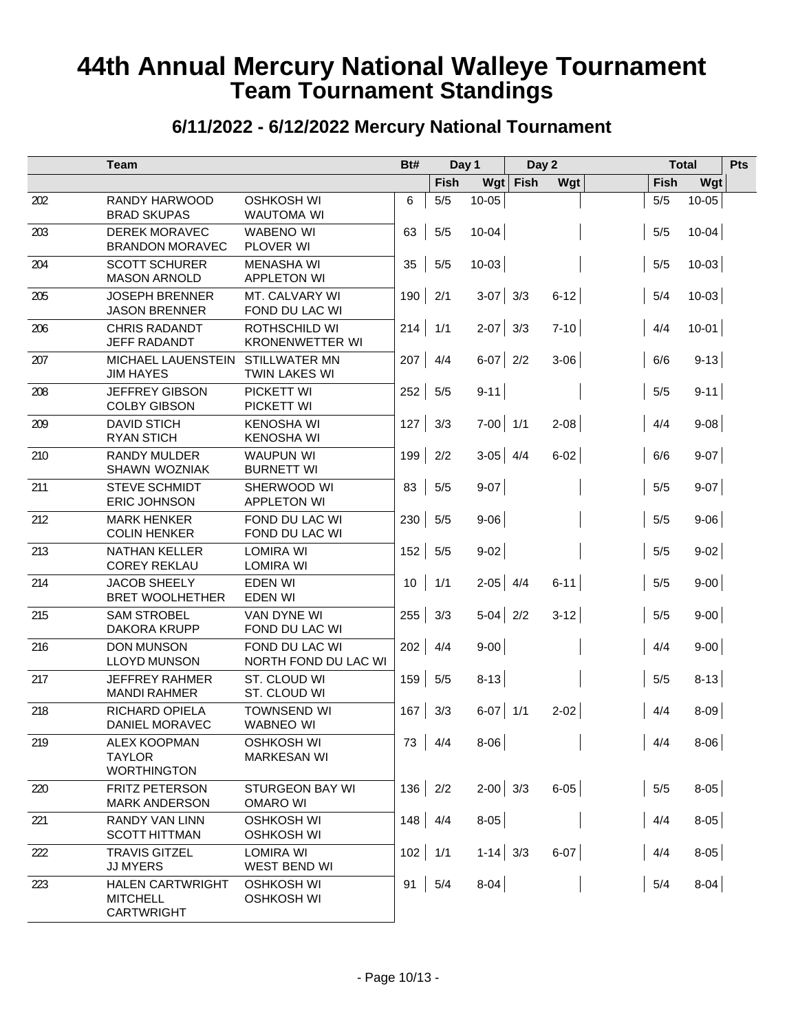# 44th Annual Mercury National Walleye Tournament
## Team Tournament Standings

### 6/11/2022 - 6/12/2022 Mercury National Tournament

| | Team | | Bt# | Day 1 | | Day 2 | | | Total | | Pts |
|---|---|---|---|---|---|---|---|---|---|---|---|
| | | | | Fish | Wgt | Fish | Wgt | | Fish | Wgt | |
| 202 | RANDY HARWOOD<br>BRAD SKUPAS | OSHKOSH WI<br>WAUTOMA WI | 6 | 5/5 | 10-05 | | | | 5/5 | 10-05 | |
| 203 | DEREK MORAVEC<br>BRANDON MORAVEC | WABENO WI<br>PLOVER WI | 63 | 5/5 | 10-04 | | | | 5/5 | 10-04 | |
| 204 | SCOTT SCHURER<br>MASON ARNOLD | MENASHA WI<br>APPLETON WI | 35 | 5/5 | 10-03 | | | | 5/5 | 10-03 | |
| 205 | JOSEPH BRENNER<br>JASON BRENNER | MT. CALVARY WI<br>FOND DU LAC WI | 190 | 2/1 | 3-07 | 3/3 | 6-12 | | 5/4 | 10-03 | |
| 206 | CHRIS RADANDT<br>JEFF RADANDT | ROTHSCHILD WI<br>KRONENWETTER WI | 214 | 1/1 | 2-07 | 3/3 | 7-10 | | 4/4 | 10-01 | |
| 207 | MICHAEL LAUENSTEIN<br>JIM HAYES | STILLWATER MN<br>TWIN LAKES WI | 207 | 4/4 | 6-07 | 2/2 | 3-06 | | 6/6 | 9-13 | |
| 208 | JEFFREY GIBSON<br>COLBY GIBSON | PICKETT WI<br>PICKETT WI | 252 | 5/5 | 9-11 | | | | 5/5 | 9-11 | |
| 209 | DAVID STICH<br>RYAN STICH | KENOSHA WI<br>KENOSHA WI | 127 | 3/3 | 7-00 | 1/1 | 2-08 | | 4/4 | 9-08 | |
| 210 | RANDY MULDER<br>SHAWN WOZNIAK | WAUPUN WI<br>BURNETT WI | 199 | 2/2 | 3-05 | 4/4 | 6-02 | | 6/6 | 9-07 | |
| 211 | STEVE SCHMIDT<br>ERIC JOHNSON | SHERWOOD WI<br>APPLETON WI | 83 | 5/5 | 9-07 | | | | 5/5 | 9-07 | |
| 212 | MARK HENKER<br>COLIN HENKER | FOND DU LAC WI<br>FOND DU LAC WI | 230 | 5/5 | 9-06 | | | | 5/5 | 9-06 | |
| 213 | NATHAN KELLER<br>COREY REKLAU | LOMIRA WI<br>LOMIRA WI | 152 | 5/5 | 9-02 | | | | 5/5 | 9-02 | |
| 214 | JACOB SHEELY<br>BRET WOOLHETHER | EDEN WI<br>EDEN WI | 10 | 1/1 | 2-05 | 4/4 | 6-11 | | 5/5 | 9-00 | |
| 215 | SAM STROBEL<br>DAKORA KRUPP | VAN DYNE WI<br>FOND DU LAC WI | 255 | 3/3 | 5-04 | 2/2 | 3-12 | | 5/5 | 9-00 | |
| 216 | DON MUNSON<br>LLOYD MUNSON | FOND DU LAC WI<br>NORTH FOND DU LAC WI | 202 | 4/4 | 9-00 | | | | 4/4 | 9-00 | |
| 217 | JEFFREY RAHMER<br>MANDI RAHMER | ST. CLOUD WI<br>ST. CLOUD WI | 159 | 5/5 | 8-13 | | | | 5/5 | 8-13 | |
| 218 | RICHARD OPIELA<br>DANIEL MORAVEC | TOWNSEND WI<br>WABNEO WI | 167 | 3/3 | 6-07 | 1/1 | 2-02 | | 4/4 | 8-09 | |
| 219 | ALEX KOOPMAN<br>TAYLOR WORTHINGTON | OSHKOSH WI<br>MARKESAN WI | 73 | 4/4 | 8-06 | | | | 4/4 | 8-06 | |
| 220 | FRITZ PETERSON<br>MARK ANDERSON | STURGEON BAY WI<br>OMARO WI | 136 | 2/2 | 2-00 | 3/3 | 6-05 | | 5/5 | 8-05 | |
| 221 | RANDY VAN LINN<br>SCOTT HITTMAN | OSHKOSH WI<br>OSHKOSH WI | 148 | 4/4 | 8-05 | | | | 4/4 | 8-05 | |
| 222 | TRAVIS GITZEL<br>JJ MYERS | LOMIRA WI<br>WEST BEND WI | 102 | 1/1 | 1-14 | 3/3 | 6-07 | | 4/4 | 8-05 | |
| 223 | HALEN CARTWRIGHT<br>MITCHELL CARTWRIGHT | OSHKOSH WI<br>OSHKOSH WI | 91 | 5/4 | 8-04 | | | | 5/4 | 8-04 | |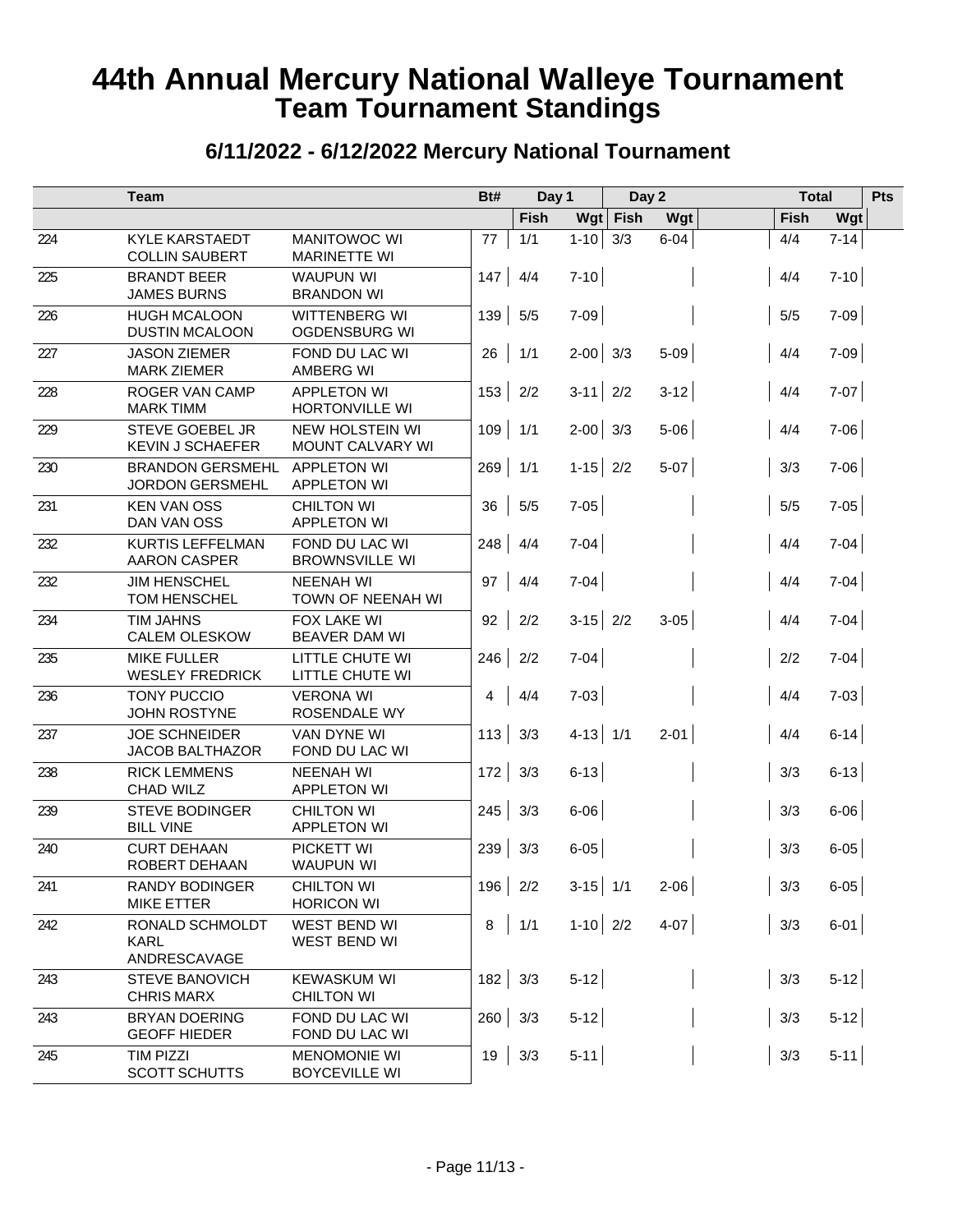# 44th Annual Mercury National Walleye Tournament
# Team Tournament Standings

## 6/11/2022 - 6/12/2022 Mercury National Tournament

| | Team | | Bt# | Day 1 | | Day 2 | | | Total | | Pts |
|---|---|---|---|---|---|---|---|---|---|---|---|
| | | | | Fish | Wgt | Fish | Wgt | | Fish | Wgt | |
| 224 | KYLE KARSTAEDT<br>COLLIN SAUBERT | MANITOWOC WI<br>MARINETTE WI | 77 | 1/1 | 1-10 | 3/3 | 6-04 | | 4/4 | 7-14 | |
| 225 | BRANDT BEER<br>JAMES BURNS | WAUPUN WI<br>BRANDON WI | 147 | 4/4 | 7-10 | | | | 4/4 | 7-10 | |
| 226 | HUGH MCALOON<br>DUSTIN MCALOON | WITTENBERG WI<br>OGDENSBURG WI | 139 | 5/5 | 7-09 | | | | 5/5 | 7-09 | |
| 227 | JASON ZIEMER<br>MARK ZIEMER | FOND DU LAC WI<br>AMBERG WI | 26 | 1/1 | 2-00 | 3/3 | 5-09 | | 4/4 | 7-09 | |
| 228 | ROGER VAN CAMP<br>MARK TIMM | APPLETON WI<br>HORTONVILLE WI | 153 | 2/2 | 3-11 | 2/2 | 3-12 | | 4/4 | 7-07 | |
| 229 | STEVE GOEBEL JR<br>KEVIN J SCHAEFER | NEW HOLSTEIN WI<br>MOUNT CALVARY WI | 109 | 1/1 | 2-00 | 3/3 | 5-06 | | 4/4 | 7-06 | |
| 230 | BRANDON GERSMEHL<br>JORDON GERSMEHL | APPLETON WI<br>APPLETON WI | 269 | 1/1 | 1-15 | 2/2 | 5-07 | | 3/3 | 7-06 | |
| 231 | KEN VAN OSS<br>DAN VAN OSS | CHILTON WI<br>APPLETON WI | 36 | 5/5 | 7-05 | | | | 5/5 | 7-05 | |
| 232 | KURTIS LEFFELMAN<br>AARON CASPER | FOND DU LAC WI<br>BROWNSVILLE WI | 248 | 4/4 | 7-04 | | | | 4/4 | 7-04 | |
| 232 | JIM HENSCHEL<br>TOM HENSCHEL | NEENAH WI<br>TOWN OF NEENAH WI | 97 | 4/4 | 7-04 | | | | 4/4 | 7-04 | |
| 234 | TIM JAHNS<br>CALEM OLESKOW | FOX LAKE WI<br>BEAVER DAM WI | 92 | 2/2 | 3-15 | 2/2 | 3-05 | | 4/4 | 7-04 | |
| 235 | MIKE FULLER<br>WESLEY FREDRICK | LITTLE CHUTE WI<br>LITTLE CHUTE WI | 246 | 2/2 | 7-04 | | | | 2/2 | 7-04 | |
| 236 | TONY PUCCIO<br>JOHN ROSTYNE | VERONA WI<br>ROSENDALE WY | 4 | 4/4 | 7-03 | | | | 4/4 | 7-03 | |
| 237 | JOE SCHNEIDER<br>JACOB BALTHAZOR | VAN DYNE WI<br>FOND DU LAC WI | 113 | 3/3 | 4-13 | 1/1 | 2-01 | | 4/4 | 6-14 | |
| 238 | RICK LEMMENS<br>CHAD WILZ | NEENAH WI<br>APPLETON WI | 172 | 3/3 | 6-13 | | | | 3/3 | 6-13 | |
| 239 | STEVE BODINGER<br>BILL VINE | CHILTON WI<br>APPLETON WI | 245 | 3/3 | 6-06 | | | | 3/3 | 6-06 | |
| 240 | CURT DEHAAN<br>ROBERT DEHAAN | PICKETT WI<br>WAUPUN WI | 239 | 3/3 | 6-05 | | | | 3/3 | 6-05 | |
| 241 | RANDY BODINGER<br>MIKE ETTER | CHILTON WI<br>HORICON WI | 196 | 2/2 | 3-15 | 1/1 | 2-06 | | 3/3 | 6-05 | |
| 242 | RONALD SCHMOLDT<br>KARL ANDRESCAVAGE | WEST BEND WI<br>WEST BEND WI | 8 | 1/1 | 1-10 | 2/2 | 4-07 | | 3/3 | 6-01 | |
| 243 | STEVE BANOVICH<br>CHRIS MARX | KEWASKUM WI<br>CHILTON WI | 182 | 3/3 | 5-12 | | | | 3/3 | 5-12 | |
| 243 | BRYAN DOERING<br>GEOFF HIEDER | FOND DU LAC WI<br>FOND DU LAC WI | 260 | 3/3 | 5-12 | | | | 3/3 | 5-12 | |
| 245 | TIM PIZZI<br>SCOTT SCHUTTS | MENOMONIE WI<br>BOYCEVILLE WI | 19 | 3/3 | 5-11 | | | | 3/3 | 5-11 | |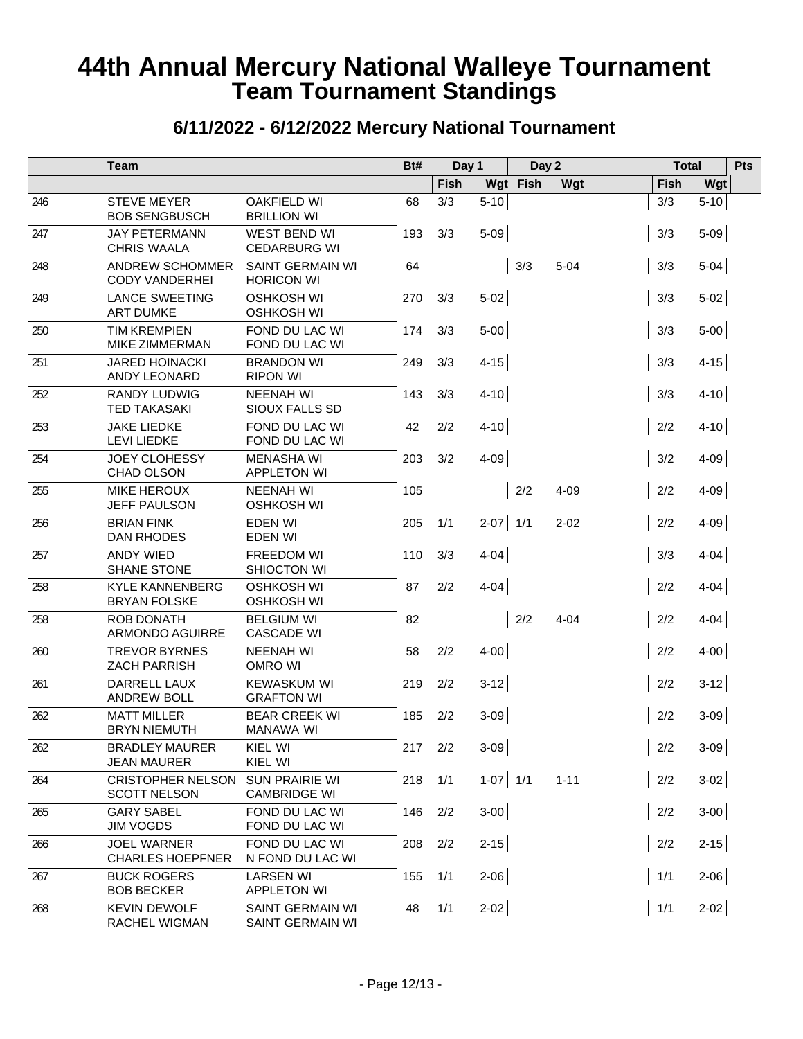# 44th Annual Mercury National Walleye Tournament
## Team Tournament Standings

### 6/11/2022 - 6/12/2022 Mercury National Tournament

| | Team | | Bt# | Day 1 | | Day 2 | | | Total | | Pts |
|---|---|---|---|---|---|---|---|---|---|---|---|
| | | | | Fish | Wgt | Fish | Wgt | | Fish | Wgt | |
| 246 | STEVE MEYER<br>BOB SENGBUSCH | OAKFIELD WI<br>BRILLION WI | 68 | 3/3 | 5-10 | | | | 3/3 | 5-10 | |
| 247 | JAY PETERMANN<br>CHRIS WAALA | WEST BEND WI<br>CEDARBURG WI | 193 | 3/3 | 5-09 | | | | 3/3 | 5-09 | |
| 248 | ANDREW SCHOMMER<br>CODY VANDERHEI | SAINT GERMAIN WI<br>HORICON WI | 64 | | | 3/3 | 5-04 | | 3/3 | 5-04 | |
| 249 | LANCE SWEETING<br>ART DUMKE | OSHKOSH WI<br>OSHKOSH WI | 270 | 3/3 | 5-02 | | | | 3/3 | 5-02 | |
| 250 | TIM KREMPIEN<br>MIKE ZIMMERMAN | FOND DU LAC WI<br>FOND DU LAC WI | 174 | 3/3 | 5-00 | | | | 3/3 | 5-00 | |
| 251 | JARED HOINACKI<br>ANDY LEONARD | BRANDON WI<br>RIPON WI | 249 | 3/3 | 4-15 | | | | 3/3 | 4-15 | |
| 252 | RANDY LUDWIG<br>TED TAKASAKI | NEENAH WI<br>SIOUX FALLS SD | 143 | 3/3 | 4-10 | | | | 3/3 | 4-10 | |
| 253 | JAKE LIEDKE<br>LEVI LIEDKE | FOND DU LAC WI<br>FOND DU LAC WI | 42 | 2/2 | 4-10 | | | | 2/2 | 4-10 | |
| 254 | JOEY CLOHESSY<br>CHAD OLSON | MENASHA WI<br>APPLETON WI | 203 | 3/2 | 4-09 | | | | 3/2 | 4-09 | |
| 255 | MIKE HEROUX<br>JEFF PAULSON | NEENAH WI<br>OSHKOSH WI | 105 | | | 2/2 | 4-09 | | 2/2 | 4-09 | |
| 256 | BRIAN FINK<br>DAN RHODES | EDEN WI<br>EDEN WI | 205 | 1/1 | 2-07 | 1/1 | 2-02 | | 2/2 | 4-09 | |
| 257 | ANDY WIED<br>SHANE STONE | FREEDOM WI<br>SHIOCTON WI | 110 | 3/3 | 4-04 | | | | 3/3 | 4-04 | |
| 258 | KYLE KANNENBERG<br>BRYAN FOLSKE | OSHKOSH WI<br>OSHKOSH WI | 87 | 2/2 | 4-04 | | | | 2/2 | 4-04 | |
| 258 | ROB DONATH<br>ARMONDO AGUIRRE | BELGIUM WI<br>CASCADE WI | 82 | | | 2/2 | 4-04 | | 2/2 | 4-04 | |
| 260 | TREVOR BYRNES<br>ZACH PARRISH | NEENAH WI<br>OMRO WI | 58 | 2/2 | 4-00 | | | | 2/2 | 4-00 | |
| 261 | DARRELL LAUX<br>ANDREW BOLL | KEWASKUM WI<br>GRAFTON WI | 219 | 2/2 | 3-12 | | | | 2/2 | 3-12 | |
| 262 | MATT MILLER<br>BRYN NIEMUTH | BEAR CREEK WI<br>MANAWA WI | 185 | 2/2 | 3-09 | | | | 2/2 | 3-09 | |
| 262 | BRADLEY MAURER<br>JEAN MAURER | KIEL WI<br>KIEL WI | 217 | 2/2 | 3-09 | | | | 2/2 | 3-09 | |
| 264 | CRISTOPHER NELSON<br>SCOTT NELSON | SUN PRAIRIE WI<br>CAMBRIDGE WI | 218 | 1/1 | 1-07 | 1/1 | 1-11 | | 2/2 | 3-02 | |
| 265 | GARY SABEL<br>JIM VOGDS | FOND DU LAC WI<br>FOND DU LAC WI | 146 | 2/2 | 3-00 | | | | 2/2 | 3-00 | |
| 266 | JOEL WARNER<br>CHARLES HOEPFNER | FOND DU LAC WI<br>N FOND DU LAC WI | 208 | 2/2 | 2-15 | | | | 2/2 | 2-15 | |
| 267 | BUCK ROGERS<br>BOB BECKER | LARSEN WI<br>APPLETON WI | 155 | 1/1 | 2-06 | | | | 1/1 | 2-06 | |
| 268 | KEVIN DEWOLF<br>RACHEL WIGMAN | SAINT GERMAIN WI<br>SAINT GERMAIN WI | 48 | 1/1 | 2-02 | | | | 1/1 | 2-02 | |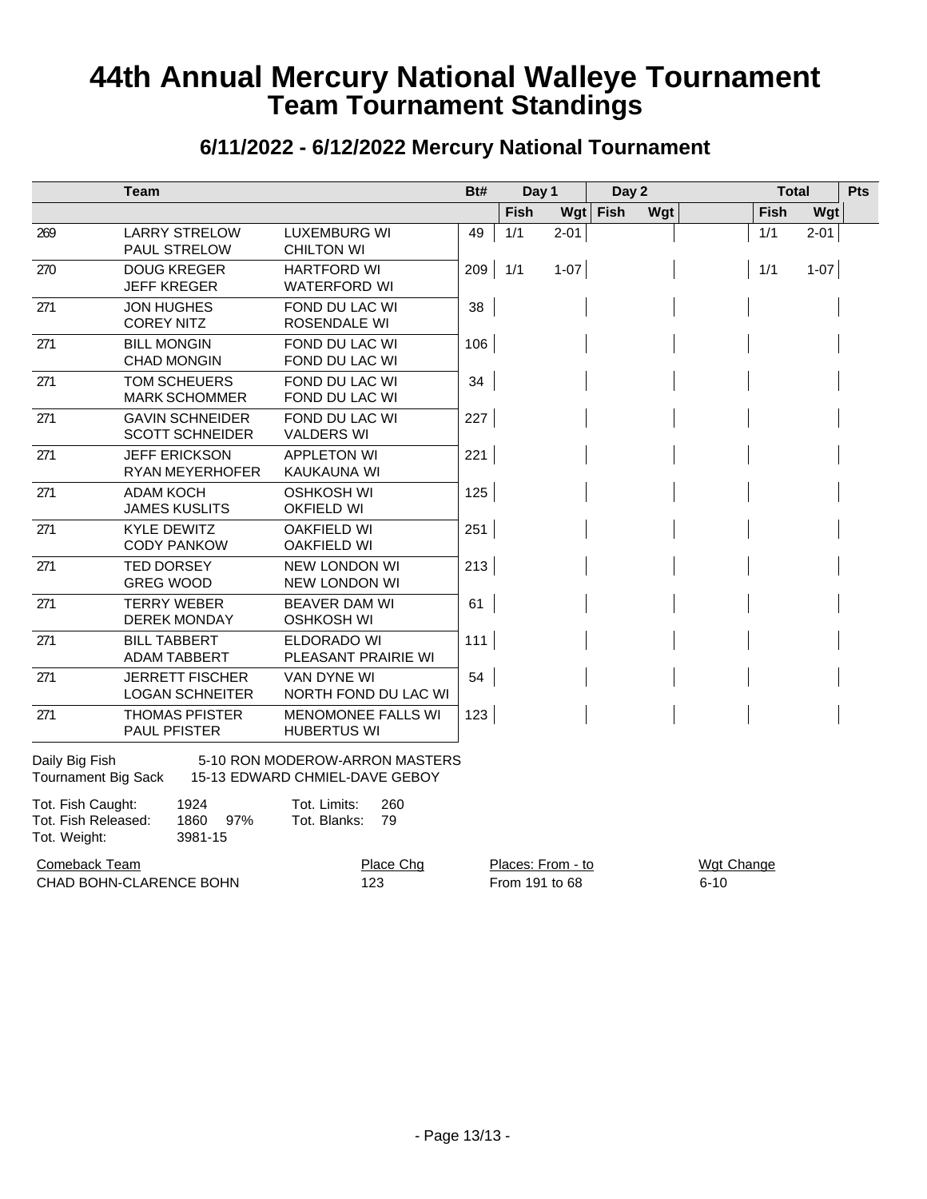# 44th Annual Mercury National Walleye Tournament
## Team Tournament Standings

### 6/11/2022 - 6/12/2022 Mercury National Tournament

| | Team | | Bt# | Day 1 | | Day 2 | | | Total | | Pts |
|---|---|---|---|---|---|---|---|---|---|---|---|
| | | | | Fish | Wgt | Fish | Wgt | | Fish | Wgt | |
| 269 | LARRY STRELOW<br>PAUL STRELOW | LUXEMBURG WI<br>CHILTON WI | 49 | 1/1 | 2-01 | | | | 1/1 | 2-01 | |
| 270 | DOUG KREGER<br>JEFF KREGER | HARTFORD WI<br>WATERFORD WI | 209 | 1/1 | 1-07 | | | | 1/1 | 1-07 | |
| 271 | JON HUGHES<br>COREY NITZ | FOND DU LAC WI<br>ROSENDALE WI | 38 | | | | | | | | |
| 271 | BILL MONGIN<br>CHAD MONGIN | FOND DU LAC WI<br>FOND DU LAC WI | 106 | | | | | | | | |
| 271 | TOM SCHEUERS<br>MARK SCHOMMER | FOND DU LAC WI<br>FOND DU LAC WI | 34 | | | | | | | | |
| 271 | GAVIN SCHNEIDER<br>SCOTT SCHNEIDER | FOND DU LAC WI<br>VALDERS WI | 227 | | | | | | | | |
| 271 | JEFF ERICKSON<br>RYAN MEYERHOFER | APPLETON WI<br>KAUKAUNA WI | 221 | | | | | | | | |
| 271 | ADAM KOCH<br>JAMES KUSLITS | OSHKOSH WI<br>OKFIELD WI | 125 | | | | | | | | |
| 271 | KYLE DEWITZ<br>CODY PANKOW | OAKFIELD WI<br>OAKFIELD WI | 251 | | | | | | | | |
| 271 | TED DORSEY<br>GREG WOOD | NEW LONDON WI<br>NEW LONDON WI | 213 | | | | | | | | |
| 271 | TERRY WEBER<br>DEREK MONDAY | BEAVER DAM WI<br>OSHKOSH WI | 61 | | | | | | | | |
| 271 | BILL TABBERT<br>ADAM TABBERT | ELDORADO WI<br>PLEASANT PRAIRIE WI | 111 | | | | | | | | |
| 271 | JERRETT FISCHER<br>LOGAN SCHNEITER | VAN DYNE WI<br>NORTH FOND DU LAC WI | 54 | | | | | | | | |
| 271 | THOMAS PFISTER<br>PAUL PFISTER | MENOMONEE FALLS WI<br>HUBERTUS WI | 123 | | | | | | | | |

Daily Big Fish 5-10 RON MODEROW-ARRON MASTERS
Tournament Big Sack 15-13 EDWARD CHMIEL-DAVE GEBOY

Tot. Fish Caught: 1924 Tot. Limits: 260
Tot. Fish Released: 1860 97% Tot. Blanks: 79
Tot. Weight: 3981-15

| Comeback Team | Place Chg | Places: From - to | Wgt Change |
|---|---|---|---|
| CHAD BOHN-CLARENCE BOHN | 123 | From 191 to 68 | 6-10 |